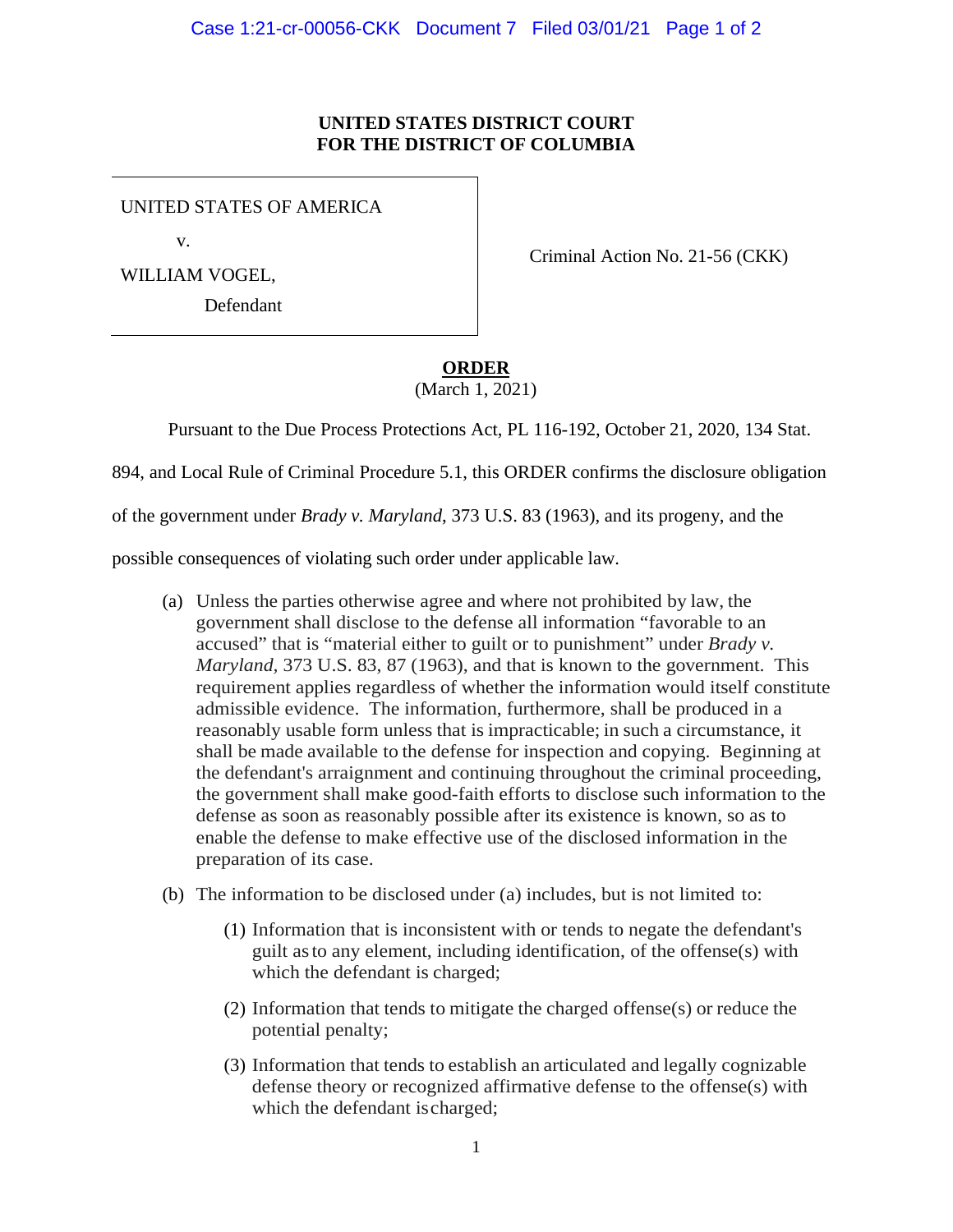**UNITED STATES DISTRICT COURT**
**FOR THE DISTRICT OF COLUMBIA**

UNITED STATES OF AMERICA

v.

WILLIAM VOGEL,

Defendant

Criminal Action No. 21-56 (CKK)

**ORDER**

(March 1, 2021)

Pursuant to the Due Process Protections Act, PL 116-192, October 21, 2020, 134 Stat. 894, and Local Rule of Criminal Procedure 5.1, this ORDER confirms the disclosure obligation of the government under *Brady v. Maryland*, 373 U.S. 83 (1963), and its progeny, and the possible consequences of violating such order under applicable law.

(a) Unless the parties otherwise agree and where not prohibited by law, the government shall disclose to the defense all information "favorable to an accused" that is "material either to guilt or to punishment" under *Brady v. Maryland*, 373 U.S. 83, 87 (1963), and that is known to the government. This requirement applies regardless of whether the information would itself constitute admissible evidence. The information, furthermore, shall be produced in a reasonably usable form unless that is impracticable; in such a circumstance, it shall be made available to the defense for inspection and copying. Beginning at the defendant's arraignment and continuing throughout the criminal proceeding, the government shall make good-faith efforts to disclose such information to the defense as soon as reasonably possible after its existence is known, so as to enable the defense to make effective use of the disclosed information in the preparation of its case.

(b) The information to be disclosed under (a) includes, but is not limited to:

   (1) Information that is inconsistent with or tends to negate the defendant's guilt as to any element, including identification, of the offense(s) with which the defendant is charged;

   (2) Information that tends to mitigate the charged offense(s) or reduce the potential penalty;

   (3) Information that tends to establish an articulated and legally cognizable defense theory or recognized affirmative defense to the offense(s) with which the defendant is charged;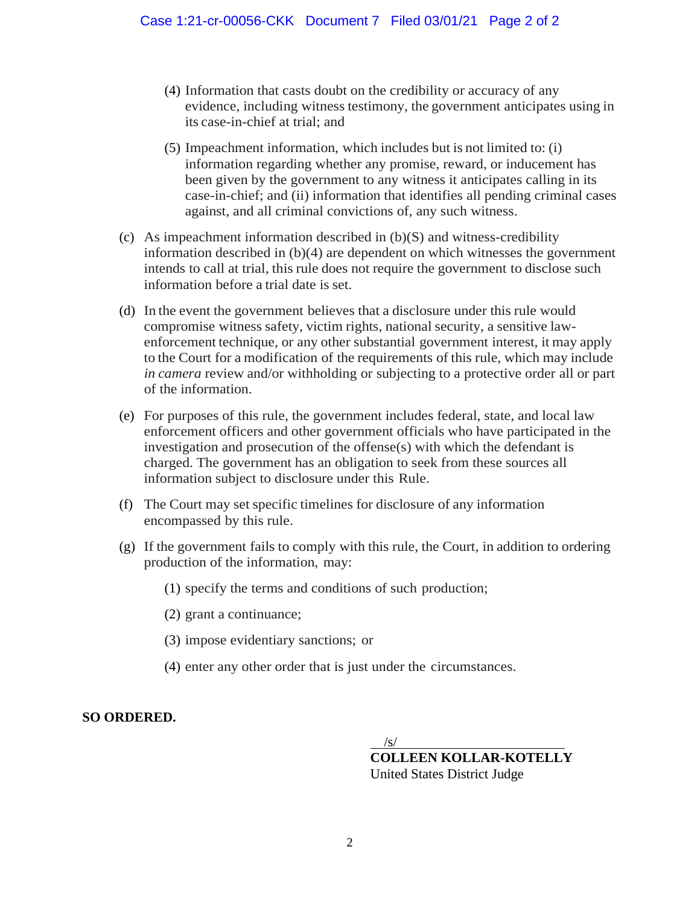(4) Information that casts doubt on the credibility or accuracy of any evidence, including witness testimony, the government anticipates using in its case-in-chief at trial; and

(5) Impeachment information, which includes but is not limited to: (i) information regarding whether any promise, reward, or inducement has been given by the government to any witness it anticipates calling in its case-in-chief; and (ii) information that identifies all pending criminal cases against, and all criminal convictions of, any such witness.

(c) As impeachment information described in (b)(S) and witness-credibility information described in (b)(4) are dependent on which witnesses the government intends to call at trial, this rule does not require the government to disclose such information before a trial date is set.

(d) In the event the government believes that a disclosure under this rule would compromise witness safety, victim rights, national security, a sensitive law-enforcement technique, or any other substantial government interest, it may apply to the Court for a modification of the requirements of this rule, which may include *in camera* review and/or withholding or subjecting to a protective order all or part of the information.

(e) For purposes of this rule, the government includes federal, state, and local law enforcement officers and other government officials who have participated in the investigation and prosecution of the offense(s) with which the defendant is charged. The government has an obligation to seek from these sources all information subject to disclosure under this Rule.

(f) The Court may set specific timelines for disclosure of any information encompassed by this rule.

(g) If the government fails to comply with this rule, the Court, in addition to ordering production of the information, may:

(1) specify the terms and conditions of such production;

(2) grant a continuance;

(3) impose evidentiary sanctions; or

(4) enter any other order that is just under the circumstances.

**SO ORDERED.**

/s/
**COLLEEN KOLLAR-KOTELLY**
United States District Judge